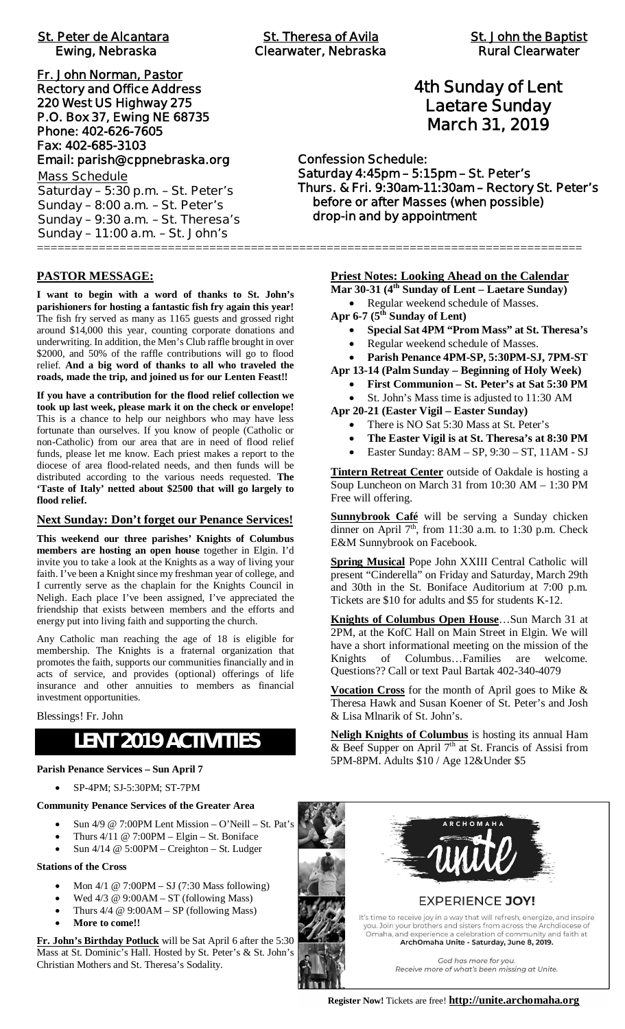**St. Peter de Alcantara**
**Ewing, Nebraska**

**St. Theresa of Avila**
**Clearwater, Nebraska**

**St. John the Baptist**
**Rural Clearwater**

**Fr. John Norman, Pastor**
**Rectory and Office Address**
**220 West US Highway 275**
**P.O. Box 37, Ewing NE 68735**
**Phone: 402-626-7605**
**Fax: 402-685-3103**
**Email: parish@cppnebraska.org**

Mass Schedule
Saturday – 5:30 p.m. – St. Peter's
Sunday – 8:00 a.m. – St. Peter's
Sunday – 9:30 a.m. – St. Theresa's
Sunday – 11:00 a.m. – St. John's

# 4th Sunday of Lent
# Laetare Sunday
# March 31, 2019

**Confession Schedule:**
**Saturday 4:45pm – 5:15pm – St. Peter's**
**Thurs. & Fri. 9:30am-11:30am – Rectory St. Peter's**
**before or after Masses (when possible)**
**drop-in and by appointment**

## PASTOR MESSAGE:

**I want to begin with a word of thanks to St. John's parishioners for hosting a fantastic fish fry again this year!** The fish fry served as many as 1165 guests and grossed right around $14,000 this year, counting corporate donations and underwriting. In addition, the Men's Club raffle brought in over $2000, and 50% of the raffle contributions will go to flood relief. **And a big word of thanks to all who traveled the roads, made the trip, and joined us for our Lenten Feast!!**

**If you have a contribution for the flood relief collection we took up last week, please mark it on the check or envelope!** This is a chance to help our neighbors who may have less fortunate than ourselves. If you know of people (Catholic or non-Catholic) from our area that are in need of flood relief funds, please let me know. Each priest makes a report to the diocese of area flood-related needs, and then funds will be distributed according to the various needs requested. **The 'Taste of Italy' netted about $2500 that will go largely to flood relief.**

## Next Sunday: Don't forget our Penance Services!

**This weekend our three parishes' Knights of Columbus members are hosting an open house** together in Elgin. I'd invite you to take a look at the Knights as a way of living your faith. I've been a Knight since my freshman year of college, and I currently serve as the chaplain for the Knights Council in Neligh. Each place I've been assigned, I've appreciated the friendship that exists between members and the efforts and energy put into living faith and supporting the church.

Any Catholic man reaching the age of 18 is eligible for membership. The Knights is a fraternal organization that promotes the faith, supports our communities financially and in acts of service, and provides (optional) offerings of life insurance and other annuities to members as financial investment opportunities.

Blessings! Fr. John

# LENT 2019 ACTIVITIES

**Parish Penance Services – Sun April 7**

- SP-4PM; SJ-5:30PM; ST-7PM

**Community Penance Services of the Greater Area**

- Sun 4/9 @ 7:00PM Lent Mission – O'Neill – St. Pat's
- Thurs 4/11 @ 7:00PM – Elgin – St. Boniface
- Sun 4/14 @ 5:00PM – Creighton – St. Ludger

**Stations of the Cross**

- Mon 4/1 @ 7:00PM – SJ (7:30 Mass following)
- Wed 4/3 @ 9:00AM – ST (following Mass)
- Thurs 4/4 @ 9:00AM – SP (following Mass)
- **More to come!!**

**Fr. John's Birthday Potluck** will be Sat April 6 after the 5:30 Mass at St. Dominic's Hall. Hosted by St. Peter's & St. John's Christian Mothers and St. Theresa's Sodality.

## Priest Notes: Looking Ahead on the Calendar

**Mar 30-31 (4th Sunday of Lent – Laetare Sunday)**
- Regular weekend schedule of Masses.

**Apr 6-7 (5th Sunday of Lent)**
- **Special Sat 4PM "Prom Mass" at St. Theresa's**
- Regular weekend schedule of Masses.
- **Parish Penance 4PM-SP, 5:30PM-SJ, 7PM-ST**

**Apr 13-14 (Palm Sunday – Beginning of Holy Week)**
- **First Communion – St. Peter's at Sat 5:30 PM**
- St. John's Mass time is adjusted to 11:30 AM

**Apr 20-21 (Easter Vigil – Easter Sunday)**
- There is NO Sat 5:30 Mass at St. Peter's
- **The Easter Vigil is at St. Theresa's at 8:30 PM**
- Easter Sunday: 8AM – SP, 9:30 – ST, 11AM - SJ

**Tintern Retreat Center** outside of Oakdale is hosting a Soup Luncheon on March 31 from 10:30 AM – 1:30 PM Free will offering.

**Sunnybrook Café** will be serving a Sunday chicken dinner on April 7th, from 11:30 a.m. to 1:30 p.m. Check E&M Sunnybrook on Facebook.

**Spring Musical** Pope John XXIII Central Catholic will present "Cinderella" on Friday and Saturday, March 29th and 30th in the St. Boniface Auditorium at 7:00 p.m. Tickets are $10 for adults and $5 for students K-12.

**Knights of Columbus Open House**…Sun March 31 at 2PM, at the KofC Hall on Main Street in Elgin. We will have a short informational meeting on the mission of the Knights of Columbus…Families are welcome. Questions?? Call or text Paul Bartak 402-340-4079

**Vocation Cross** for the month of April goes to Mike & Theresa Hawk and Susan Koener of St. Peter's and Josh & Lisa Mlnarik of St. John's.

**Neligh Knights of Columbus** is hosting its annual Ham & Beef Supper on April 7th at St. Francis of Assisi from 5PM-8PM. Adults $10 / Age 12&Under $5

ARCHOMAHA
unite

EXPERIENCE **JOY!**

It's time to receive joy in a way that will refresh, energize, and inspire you. Join your brothers and sisters from across the Archdiocese of Omaha, and experience a celebration of community and faith at **ArchOmaha Unite - Saturday, June 8, 2019.**

*God has more for you.*
*Receive more of what's been missing at Unite.*

**Register Now!** Tickets are free! **http://unite.archomaha.org**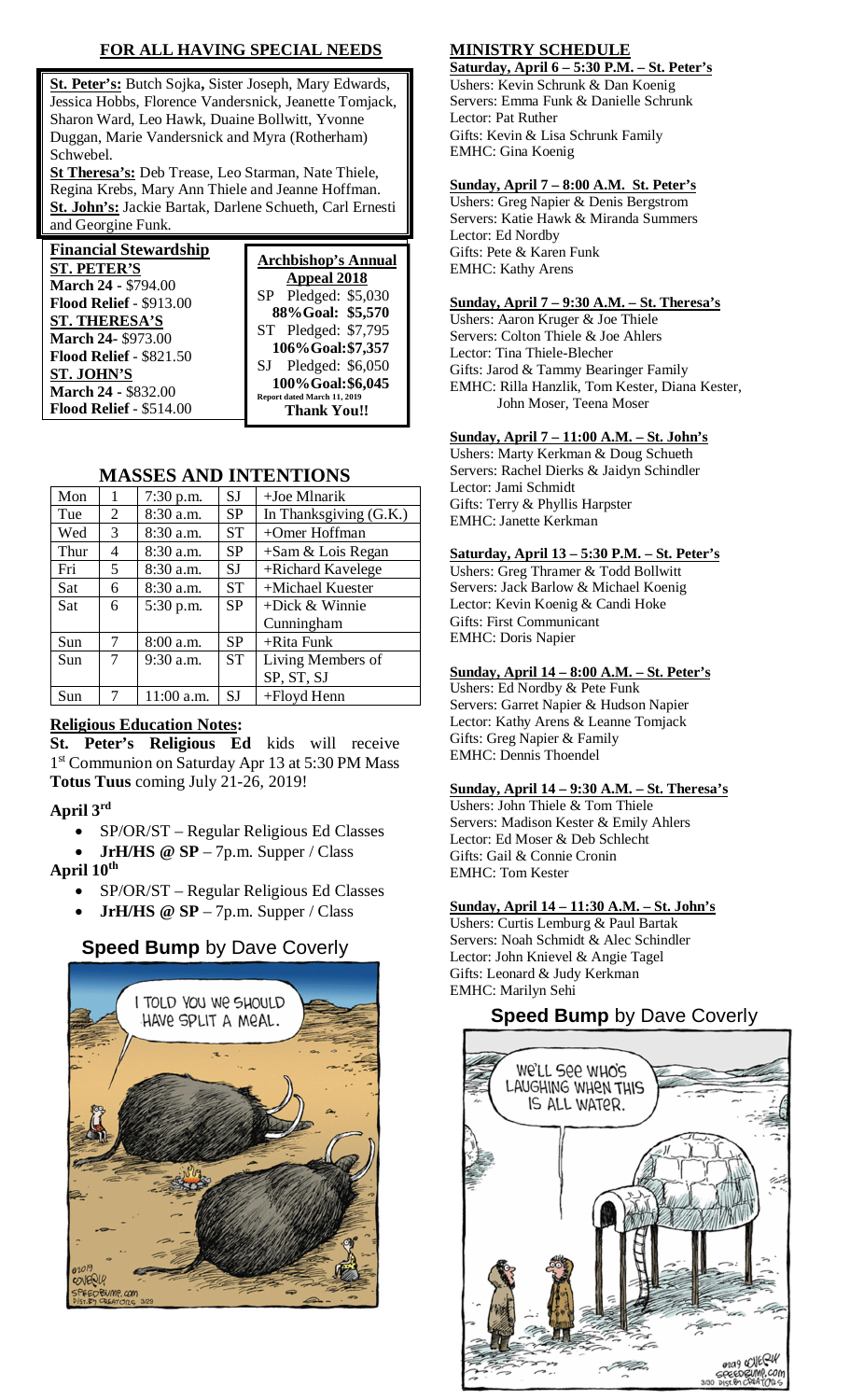## FOR ALL HAVING SPECIAL NEEDS

**St. Peter's:** Butch Sojka**,** Sister Joseph, Mary Edwards, Jessica Hobbs, Florence Vandersnick, Jeanette Tomjack, Sharon Ward, Leo Hawk, Duaine Bollwitt, Yvonne Duggan, Marie Vandersnick and Myra (Rotherham) Schwebel.

**St Theresa's:** Deb Trease, Leo Starman, Nate Thiele, Regina Krebs, Mary Ann Thiele and Jeanne Hoffman.

**St. John's:** Jackie Bartak, Darlene Schueth, Carl Ernesti and Georgine Funk.

**Financial Stewardship**

**ST. PETER'S**
**March 24 -** $794.00
**Flood Relief -** $913.00

**ST. THERESA'S**
**March 24-** $973.00
**Flood Relief -** $821.50

**ST. JOHN'S**
**March 24 -** $832.00
**Flood Relief -** $514.00

**Archbishop's Annual Appeal 2018**

SP Pledged: $5,030
**88%Goal: $5,570**

ST Pledged: $7,795
**106%Goal:$7,357**

SJ Pledged: $6,050
**100%Goal:$6,045**

**Report dated March 11, 2019**

**Thank You!!**

## MASSES AND INTENTIONS

| | | | | |
|---|---|---|---|---|
| Mon | 1 | 7:30 p.m. | SJ | +Joe Mlnarik |
| Tue | 2 | 8:30 a.m. | SP | In Thanksgiving (G.K.) |
| Wed | 3 | 8:30 a.m. | ST | +Omer Hoffman |
| Thur | 4 | 8:30 a.m. | SP | +Sam & Lois Regan |
| Fri | 5 | 8:30 a.m. | SJ | +Richard Kavelege |
| Sat | 6 | 8:30 a.m. | ST | +Michael Kuester |
| Sat | 6 | 5:30 p.m. | SP | +Dick & Winnie Cunningham |
| Sun | 7 | 8:00 a.m. | SP | +Rita Funk |
| Sun | 7 | 9:30 a.m. | ST | Living Members of SP, ST, SJ |
| Sun | 7 | 11:00 a.m. | SJ | +Floyd Henn |

**Religious Education Notes:**

**St. Peter's Religious Ed** kids will receive 1st Communion on Saturday Apr 13 at 5:30 PM Mass

**Totus Tuus** coming July 21-26, 2019!

**April 3rd**

- SP/OR/ST – Regular Religious Ed Classes
- **JrH/HS @ SP** – 7p.m. Supper / Class

**April 10th**

- SP/OR/ST – Regular Religious Ed Classes
- **JrH/HS @ SP** – 7p.m. Supper / Class

**Speed Bump** by Dave Coverly

## MINISTRY SCHEDULE

**Saturday, April 6 – 5:30 P.M. – St. Peter's**
Ushers: Kevin Schrunk & Dan Koenig
Servers: Emma Funk & Danielle Schrunk
Lector: Pat Ruther
Gifts: Kevin & Lisa Schrunk Family
EMHC: Gina Koenig

**Sunday, April 7 – 8:00 A.M. St. Peter's**
Ushers: Greg Napier & Denis Bergstrom
Servers: Katie Hawk & Miranda Summers
Lector: Ed Nordby
Gifts: Pete & Karen Funk
EMHC: Kathy Arens

**Sunday, April 7 – 9:30 A.M. – St. Theresa's**
Ushers: Aaron Kruger & Joe Thiele
Servers: Colton Thiele & Joe Ahlers
Lector: Tina Thiele-Blecher
Gifts: Jarod & Tammy Bearinger Family
EMHC: Rilla Hanzlik, Tom Kester, Diana Kester, John Moser, Teena Moser

**Sunday, April 7 – 11:00 A.M. – St. John's**
Ushers: Marty Kerkman & Doug Schueth
Servers: Rachel Dierks & Jaidyn Schindler
Lector: Jami Schmidt
Gifts: Terry & Phyllis Harpster
EMHC: Janette Kerkman

**Saturday, April 13 – 5:30 P.M. – St. Peter's**
Ushers: Greg Thramer & Todd Bollwitt
Servers: Jack Barlow & Michael Koenig
Lector: Kevin Koenig & Candi Hoke
Gifts: First Communicant
EMHC: Doris Napier

**Sunday, April 14 – 8:00 A.M. – St. Peter's**
Ushers: Ed Nordby & Pete Funk
Servers: Garret Napier & Hudson Napier
Lector: Kathy Arens & Leanne Tomjack
Gifts: Greg Napier & Family
EMHC: Dennis Thoendel

**Sunday, April 14 – 9:30 A.M. – St. Theresa's**
Ushers: John Thiele & Tom Thiele
Servers: Madison Kester & Emily Ahlers
Lector: Ed Moser & Deb Schlecht
Gifts: Gail & Connie Cronin
EMHC: Tom Kester

**Sunday, April 14 – 11:30 A.M. – St. John's**
Ushers: Curtis Lemburg & Paul Bartak
Servers: Noah Schmidt & Alec Schindler
Lector: John Knievel & Angie Tagel
Gifts: Leonard & Judy Kerkman
EMHC: Marilyn Sehi

**Speed Bump** by Dave Coverly